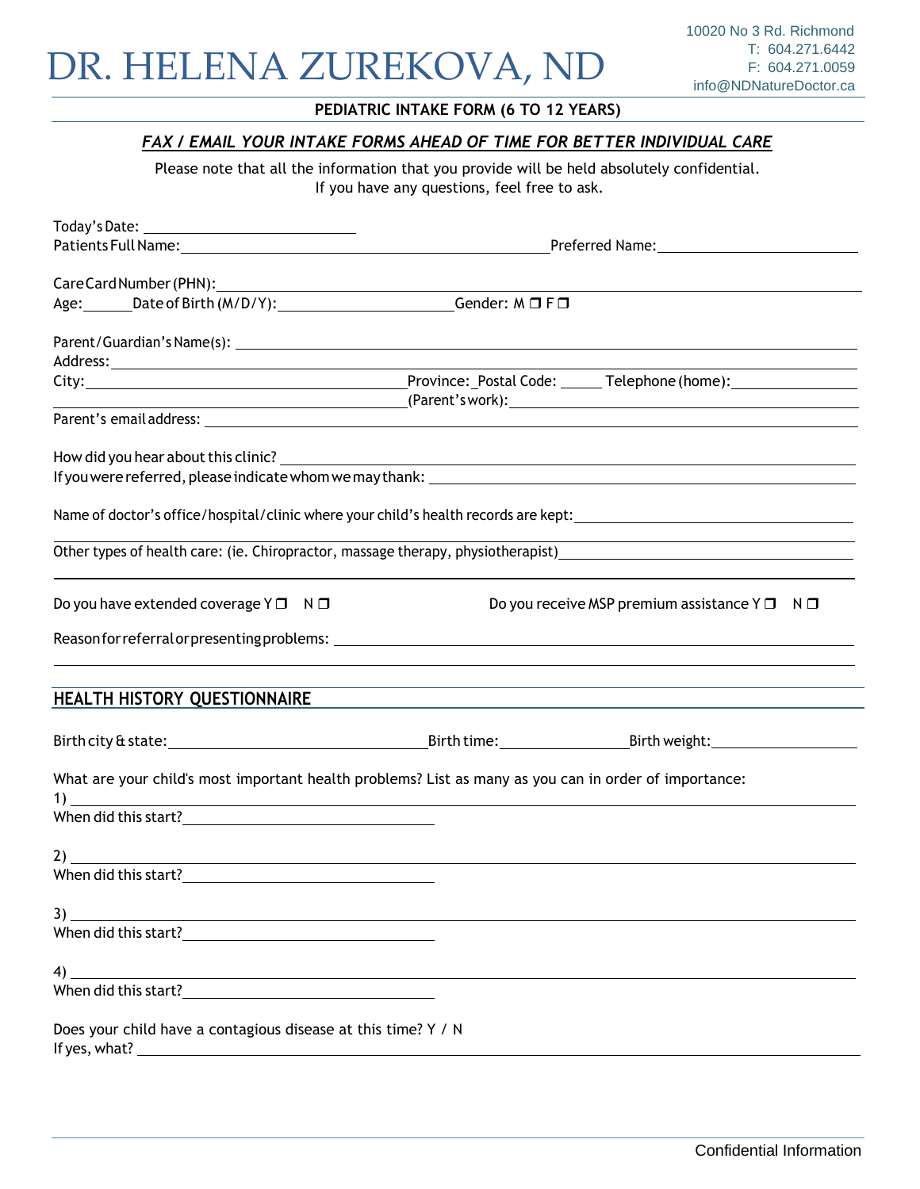# DR. HELENA ZUREKOVA, ND

10020 No 3 Rd. Richmond
T: 604.271.6442
F: 604.271.0059
info@NDNatureDoctor.ca

**PEDIATRIC INTAKE FORM (6 TO 12 YEARS)**

***FAX / EMAIL YOUR INTAKE FORMS AHEAD OF TIME FOR BETTER INDIVIDUAL CARE***

Please note that all the information that you provide will be held absolutely confidential.
If you have any questions, feel free to ask.

Today's Date: ____________________
Patients Full Name: ____________________ Preferred Name: ____________________

Care Card Number (PHN): ____________________
Age: ______ Date of Birth (M/D/Y): ____________________ Gender: M ☐ F ☐

Parent/Guardian's Name(s): ____________________
Address: ____________________
City: ____________________ Province: ___ Postal Code: ______ Telephone (home): ____________________
(Parent's work): ____________________
Parent's email address: ____________________

How did you hear about this clinic? ____________________
If you were referred, please indicate whom we may thank: ____________________

Name of doctor's office/hospital/clinic where your child's health records are kept: ____________________

Other types of health care: (ie. Chiropractor, massage therapy, physiotherapist) ____________________

Do you have extended coverage Y ☐ N ☐ Do you receive MSP premium assistance Y ☐ N ☐

Reason for referral or presenting problems: ____________________

## HEALTH HISTORY QUESTIONNAIRE

Birth city & state: ____________________ Birth time: ____________________ Birth weight: ____________________

What are your child's most important health problems? List as many as you can in order of importance:

1) ____________________
When did this start? ____________________

2) ____________________
When did this start? ____________________

3) ____________________
When did this start? ____________________

4) ____________________
When did this start? ____________________

Does your child have a contagious disease at this time? Y / N
If yes, what? ____________________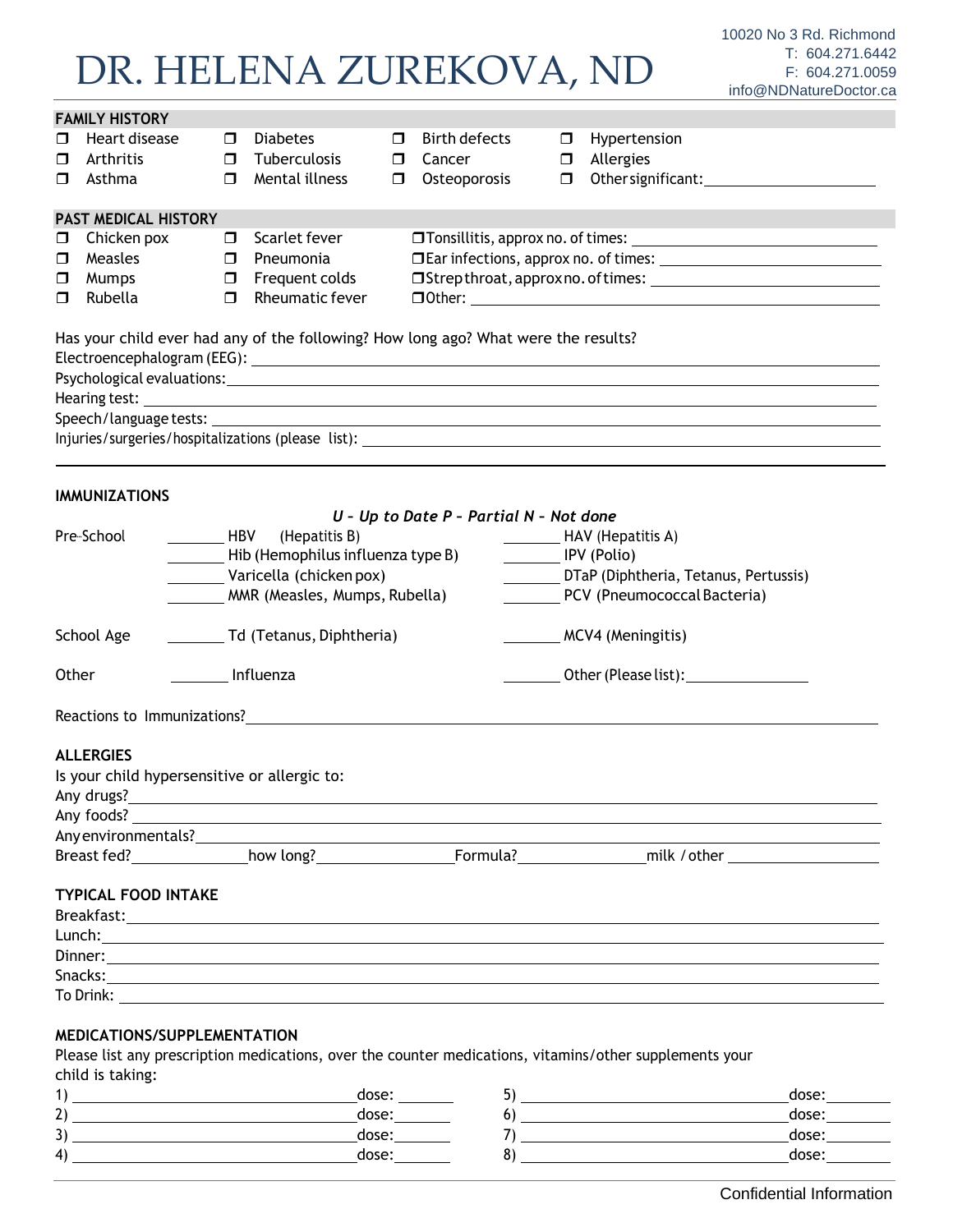# DR. HELENA ZUREKOVA, ND

10020 No 3 Rd. Richmond
T: 604.271.6442
F: 604.271.0059
info@NDNatureDoctor.ca

## FAMILY HISTORY

| | | | |
|---|---|---|---|
| ☐ Heart disease | ☐ Diabetes | ☐ Birth defects | ☐ Hypertension |
| ☐ Arthritis | ☐ Tuberculosis | ☐ Cancer | ☐ Allergies |
| ☐ Asthma | ☐ Mental illness | ☐ Osteoporosis | ☐ Other significant: ____________ |

## PAST MEDICAL HISTORY

| | | |
|---|---|---|
| ☐ Chicken pox | ☐ Scarlet fever | ☐ Tonsillitis, approx no. of times: ____________ |
| ☐ Measles | ☐ Pneumonia | ☐ Ear infections, approx no. of times: ____________ |
| ☐ Mumps | ☐ Frequent colds | ☐ Strep throat, approx no. of times: ____________ |
| ☐ Rubella | ☐ Rheumatic fever | ☐ Other: ____________ |

Has your child ever had any of the following? How long ago? What were the results?

Electroencephalogram (EEG): ____________

Psychological evaluations: ____________

Hearing test: ____________

Speech/language tests: ____________

Injuries/surgeries/hospitalizations (please list): ____________

---

## IMMUNIZATIONS

***U – Up to Date P – Partial N – Not done***

| | | |
|---|---|---|
| Pre-School | _______ HBV (Hepatitis B) | _______ HAV (Hepatitis A) |
| | _______ Hib (Hemophilus influenza type B) | _______ IPV (Polio) |
| | _______ Varicella (chicken pox) | _______ DTaP (Diphtheria, Tetanus, Pertussis) |
| | _______ MMR (Measles, Mumps, Rubella) | _______ PCV (Pneumococcal Bacteria) |
| School Age | _______ Td (Tetanus, Diphtheria) | _______ MCV4 (Meningitis) |
| Other | _______ Influenza | _______ Other (Please list): ____________ |

Reactions to Immunizations? ____________

## ALLERGIES

Is your child hypersensitive or allergic to:

Any drugs? ____________

Any foods? ____________

Any environmentals? ____________

Breast fed? ____________ how long? ____________ Formula? ____________ milk / other ____________

## TYPICAL FOOD INTAKE

Breakfast: ____________

Lunch: ____________

Dinner: ____________

Snacks: ____________

To Drink: ____________

## MEDICATIONS/SUPPLEMENTATION

Please list any prescription medications, over the counter medications, vitamins/other supplements your child is taking:

| | | | |
|---|---|---|---|
| 1) ____________ | dose: _______ | 5) ____________ | dose: _______ |
| 2) ____________ | dose: _______ | 6) ____________ | dose: _______ |
| 3) ____________ | dose: _______ | 7) ____________ | dose: _______ |
| 4) ____________ | dose: _______ | 8) ____________ | dose: _______ |

Confidential Information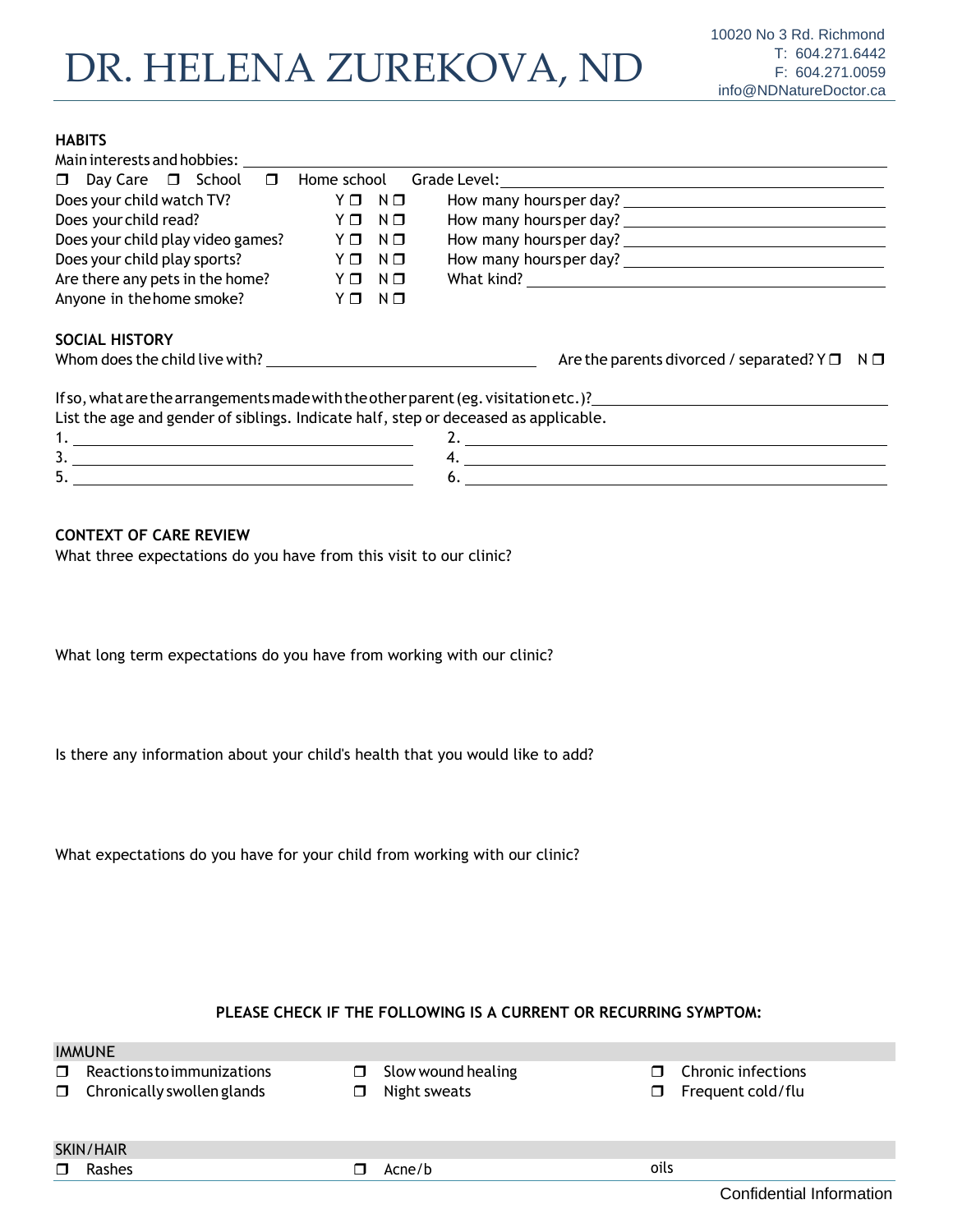# DR. HELENA ZUREKOVA, ND

10020 No 3 Rd. Richmond
T: 604.271.6442
F: 604.271.0059
info@NDNatureDoctor.ca

## HABITS

Main interests and hobbies: ____________________

☐ Day Care ☐ School ☐ Home school Grade Level: ____________________

| | | |
|---|---|---|
| Does your child watch TV? | Y ☐ N ☐ | How many hours per day? ____________ |
| Does your child read? | Y ☐ N ☐ | How many hours per day? ____________ |
| Does your child play video games? | Y ☐ N ☐ | How many hours per day? ____________ |
| Does your child play sports? | Y ☐ N ☐ | How many hours per day? ____________ |
| Are there any pets in the home? | Y ☐ N ☐ | What kind? ____________ |
| Anyone in the home smoke? | Y ☐ N ☐ | |

## SOCIAL HISTORY

Whom does the child live with? ____________________ Are the parents divorced / separated? Y ☐ N ☐

If so, what are the arrangements made with the other parent (eg. visitation etc.)? ____________________

List the age and gender of siblings. Indicate half, step or deceased as applicable.

1. ____________________ 2. ____________________
3. ____________________ 4. ____________________
5. ____________________ 6. ____________________

## CONTEXT OF CARE REVIEW

What three expectations do you have from this visit to our clinic?

What long term expectations do you have from working with our clinic?

Is there any information about your child's health that you would like to add?

What expectations do you have for your child from working with our clinic?

**PLEASE CHECK IF THE FOLLOWING IS A CURRENT OR RECURRING SYMPTOM:**

### IMMUNE

| | | |
|---|---|---|
| ☐ Reactions to immunizations | ☐ Slow wound healing | ☐ Chronic infections |
| ☐ Chronically swollen glands | ☐ Night sweats | ☐ Frequent cold/flu |

### SKIN/HAIR

| | | |
|---|---|---|
| ☐ Rashes | ☐ Acne/b | oils |

Confidential Information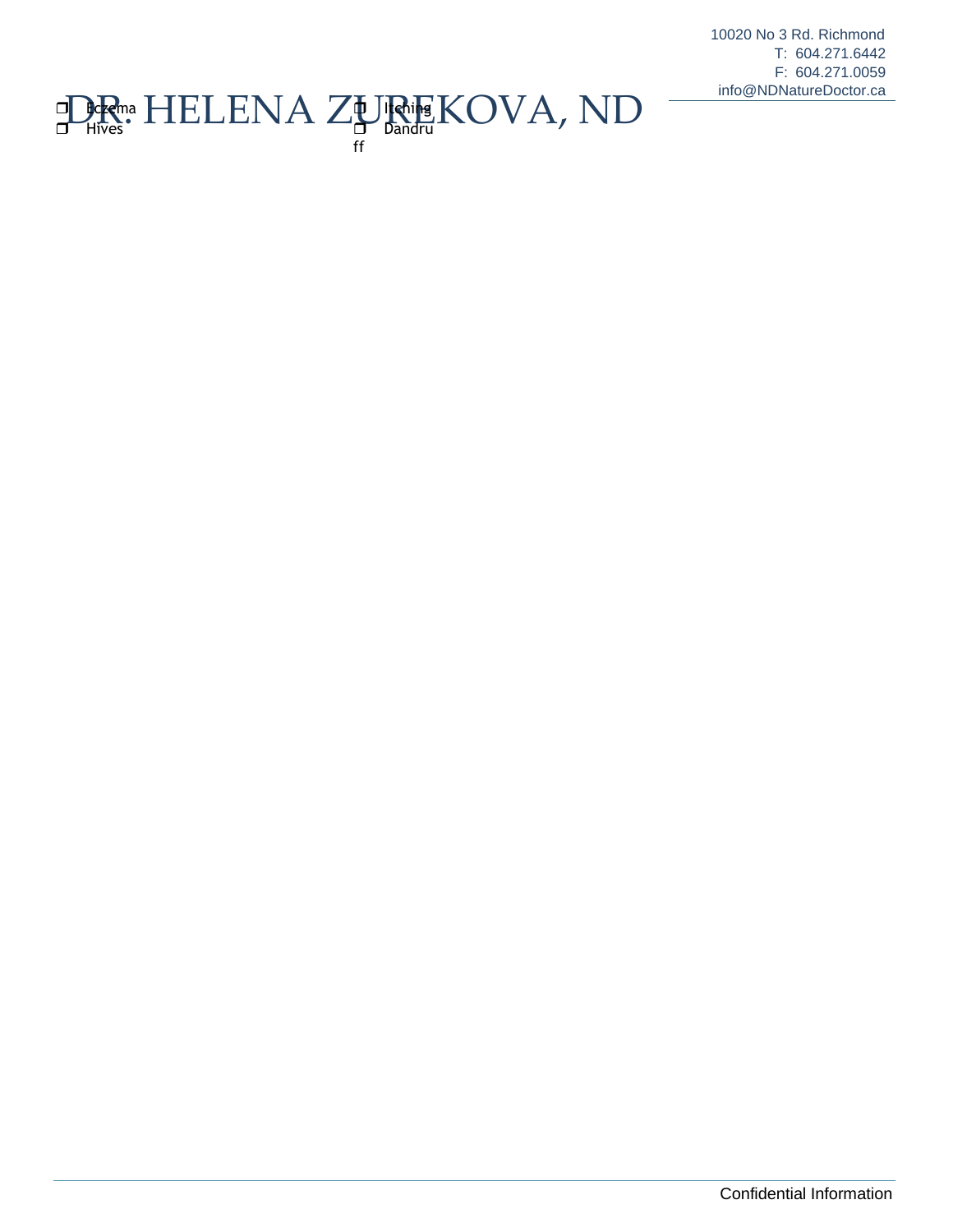# DR. HELENA ZUREKOVA, ND

10020 No 3 Rd. Richmond
T: 604.271.6442
F: 604.271.0059
info@NDNatureDoctor.ca

- ❒ Eczema
- ❒ Hives
- ❒ Itching
- ❒ Dandruff

Confidential Information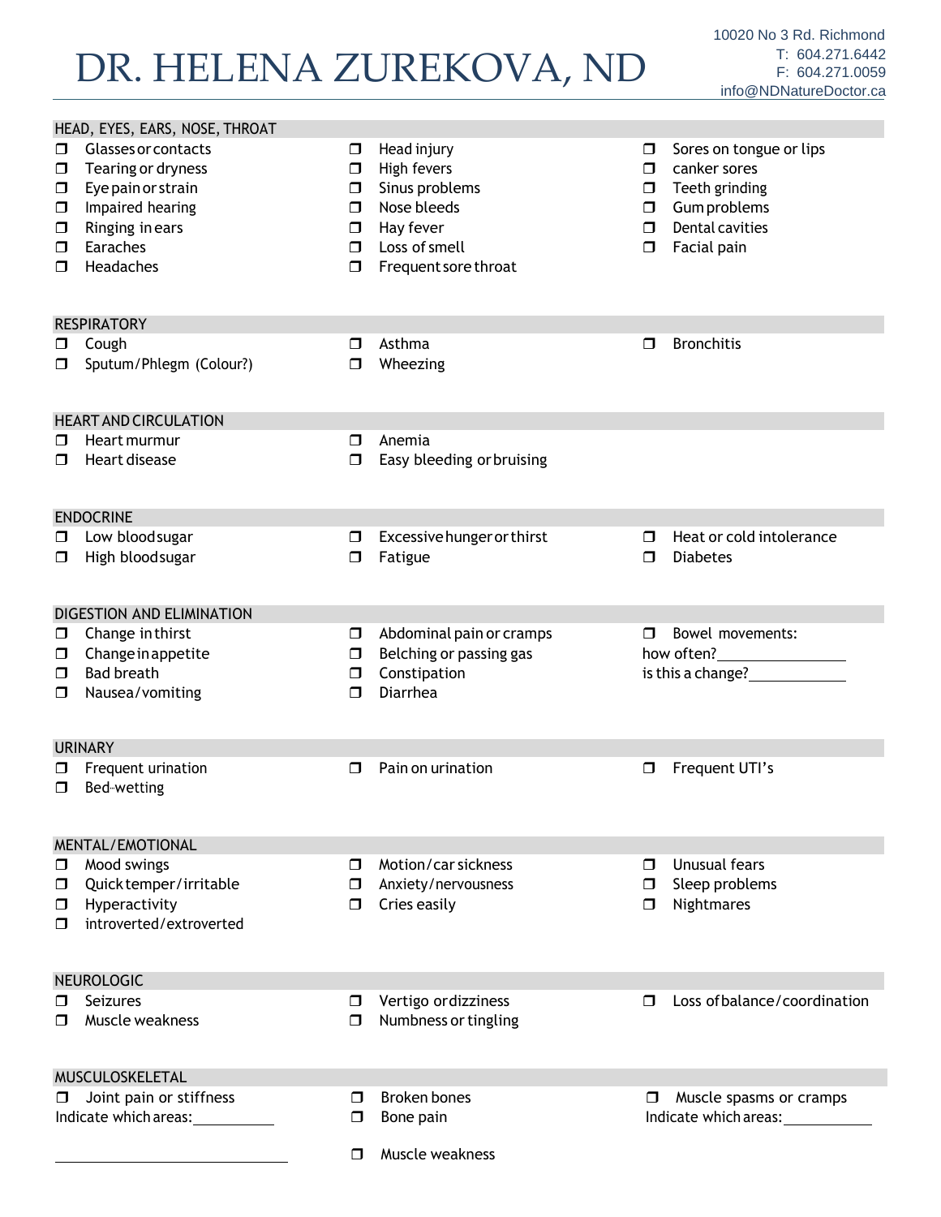# DR. HELENA ZUREKOVA, ND

10020 No 3 Rd. Richmond
T: 604.271.6442
F: 604.271.0059
info@NDNatureDoctor.ca

## HEAD, EYES, EARS, NOSE, THROAT

- ❐ Glasses or contacts
- ❐ Tearing or dryness
- ❐ Eye pain or strain
- ❐ Impaired hearing
- ❐ Ringing in ears
- ❐ Earaches
- ❐ Headaches
- ❐ Head injury
- ❐ High fevers
- ❐ Sinus problems
- ❐ Nose bleeds
- ❐ Hay fever
- ❐ Loss of smell
- ❐ Frequent sore throat
- ❐ Sores on tongue or lips
- ❐ canker sores
- ❐ Teeth grinding
- ❐ Gum problems
- ❐ Dental cavities
- ❐ Facial pain

## RESPIRATORY

- ❐ Cough
- ❐ Sputum/Phlegm (Colour?)
- ❐ Asthma
- ❐ Wheezing
- ❐ Bronchitis

## HEART AND CIRCULATION

- ❐ Heart murmur
- ❐ Heart disease
- ❐ Anemia
- ❐ Easy bleeding or bruising

## ENDOCRINE

- ❐ Low blood sugar
- ❐ High blood sugar
- ❐ Excessive hunger or thirst
- ❐ Fatigue
- ❐ Heat or cold intolerance
- ❐ Diabetes

## DIGESTION AND ELIMINATION

- ❐ Change in thirst
- ❐ Change in appetite
- ❐ Bad breath
- ❐ Nausea/vomiting
- ❐ Abdominal pain or cramps
- ❐ Belching or passing gas
- ❐ Constipation
- ❐ Diarrhea
- ❐ Bowel movements:

how often?________________

is this a change?____________

## URINARY

- ❐ Frequent urination
- ❐ Bed-wetting
- ❐ Pain on urination
- ❐ Frequent UTI's

## MENTAL/EMOTIONAL

- ❐ Mood swings
- ❐ Quick temper/irritable
- ❐ Hyperactivity
- ❐ introverted/extroverted
- ❐ Motion/car sickness
- ❐ Anxiety/nervousness
- ❐ Cries easily
- ❐ Unusual fears
- ❐ Sleep problems
- ❐ Nightmares

## NEUROLOGIC

- ❐ Seizures
- ❐ Muscle weakness
- ❐ Vertigo or dizziness
- ❐ Numbness or tingling
- ❐ Loss of balance/coordination

## MUSCULOSKELETAL

- ❐ Joint pain or stiffness

Indicate which areas:__________

______________________________

- ❐ Broken bones
- ❐ Bone pain
- ❐ Muscle weakness
- ❐ Muscle spasms or cramps

Indicate which areas:___________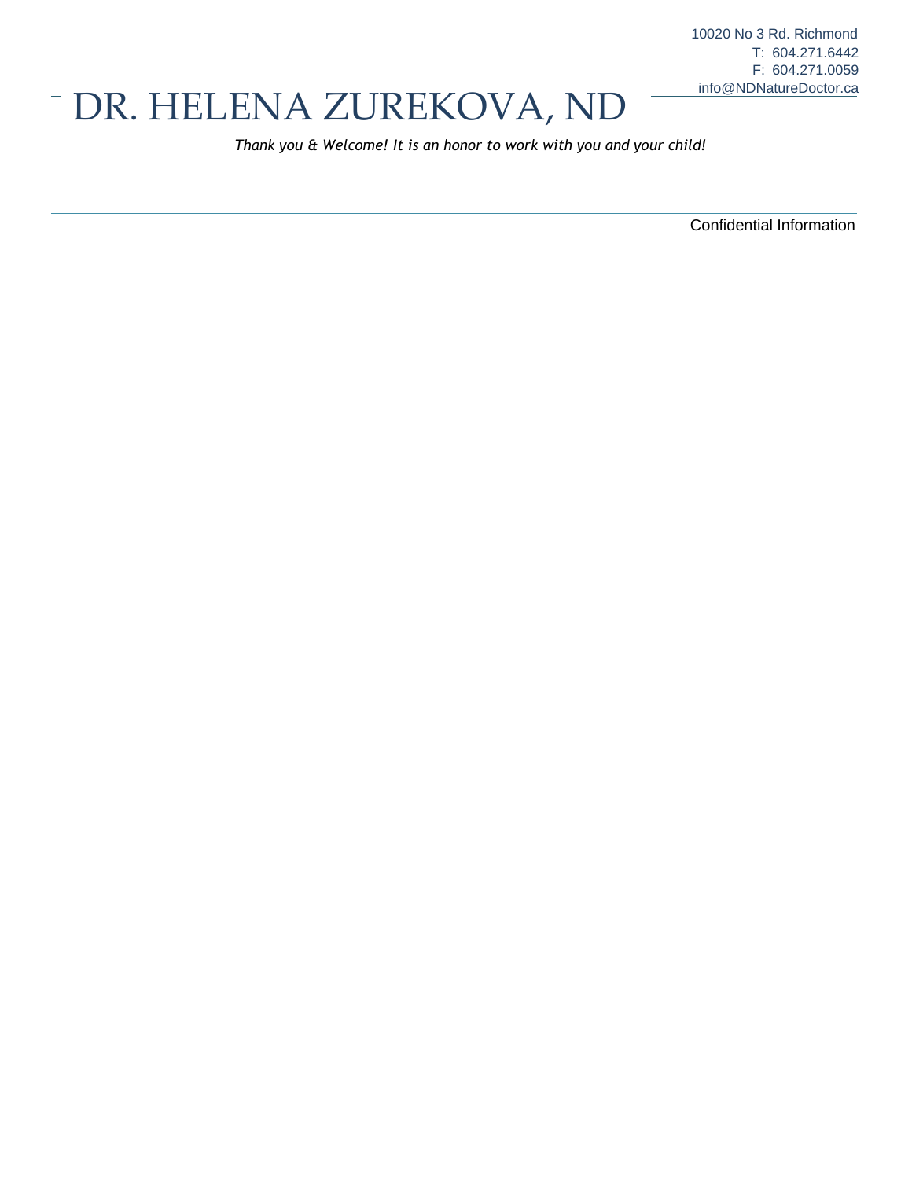10020 No 3 Rd. Richmond
T: 604.271.6442
F: 604.271.0059
info@NDNatureDoctor.ca

# DR. HELENA ZUREKOVA, ND

*Thank you & Welcome! It is an honor to work with you and your child!*

---

Confidential Information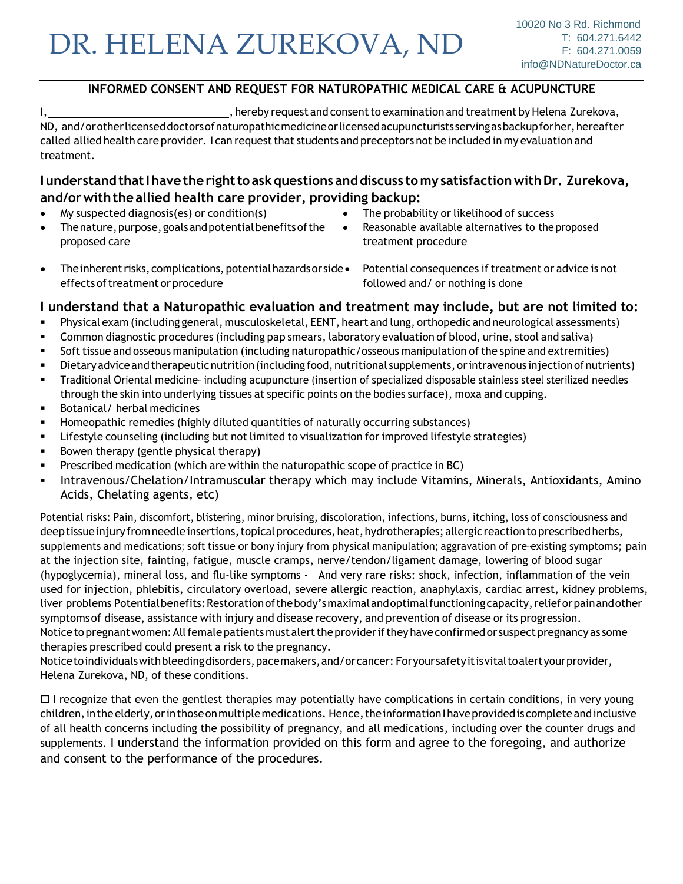# DR. HELENA ZUREKOVA, ND

10020 No 3 Rd. Richmond
T: 604.271.6442
F: 604.271.0059
info@NDNatureDoctor.ca

## INFORMED CONSENT AND REQUEST FOR NATUROPATHIC MEDICAL CARE & ACUPUNCTURE

I,______________________________, hereby request and consent to examination and treatment by Helena Zurekova, ND, and/or other licensed doctors of naturopathic medicine or licensed acupuncturists serving as backup for her, hereafter called allied health care provider. I can request that students and preceptors not be included in my evaluation and treatment.

### I understand that I have the right to ask questions and discuss to my satisfaction with Dr. Zurekova, and/or with the allied health care provider, providing backup:

- My suspected diagnosis(es) or condition(s)
- The nature, purpose, goals and potential benefits of the proposed care
- The inherent risks, complications, potential hazards or side effects of treatment or procedure
- The probability or likelihood of success
- Reasonable available alternatives to the proposed treatment procedure
- Potential consequences if treatment or advice is not followed and/ or nothing is done

### I understand that a Naturopathic evaluation and treatment may include, but are not limited to:

- Physical exam (including general, musculoskeletal, EENT, heart and lung, orthopedic and neurological assessments)
- Common diagnostic procedures (including pap smears, laboratory evaluation of blood, urine, stool and saliva)
- Soft tissue and osseous manipulation (including naturopathic/osseous manipulation of the spine and extremities)
- Dietary advice and therapeutic nutrition (including food, nutritional supplements, or intravenous injection of nutrients)
- Traditional Oriental medicine- including acupuncture (insertion of specialized disposable stainless steel sterilized needles through the skin into underlying tissues at specific points on the bodies surface), moxa and cupping.
- Botanical/ herbal medicines
- Homeopathic remedies (highly diluted quantities of naturally occurring substances)
- Lifestyle counseling (including but not limited to visualization for improved lifestyle strategies)
- Bowen therapy (gentle physical therapy)
- Prescribed medication (which are within the naturopathic scope of practice in BC)
- Intravenous/Chelation/Intramuscular therapy which may include Vitamins, Minerals, Antioxidants, Amino Acids, Chelating agents, etc)

Potential risks: Pain, discomfort, blistering, minor bruising, discoloration, infections, burns, itching, loss of consciousness and deep tissue injury from needle insertions, topical procedures, heat, hydrotherapies; allergic reaction to prescribed herbs, supplements and medications; soft tissue or bony injury from physical manipulation; aggravation of pre-existing symptoms; pain at the injection site, fainting, fatigue, muscle cramps, nerve/tendon/ligament damage, lowering of blood sugar (hypoglycemia), mineral loss, and flu-like symptoms - And very rare risks: shock, infection, inflammation of the vein used for injection, phlebitis, circulatory overload, severe allergic reaction, anaphylaxis, cardiac arrest, kidney problems, liver problems Potential benefits: Restoration of the body's maximal and optimal functioning capacity, relief or pain and other symptoms of disease, assistance with injury and disease recovery, and prevention of disease or its progression.
Notice to pregnant women: All female patients must alert the provider if they have confirmed or suspect pregnancy as some therapies prescribed could present a risk to the pregnancy.
Notice to individuals with bleeding disorders, pacemakers, and/or cancer: For your safety it is vital to alert your provider, Helena Zurekova, ND, of these conditions.

☐ I recognize that even the gentlest therapies may potentially have complications in certain conditions, in very young children, in the elderly, or in those on multiple medications. Hence, the information I have provided is complete and inclusive of all health concerns including the possibility of pregnancy, and all medications, including over the counter drugs and supplements. I understand the information provided on this form and agree to the foregoing, and authorize and consent to the performance of the procedures.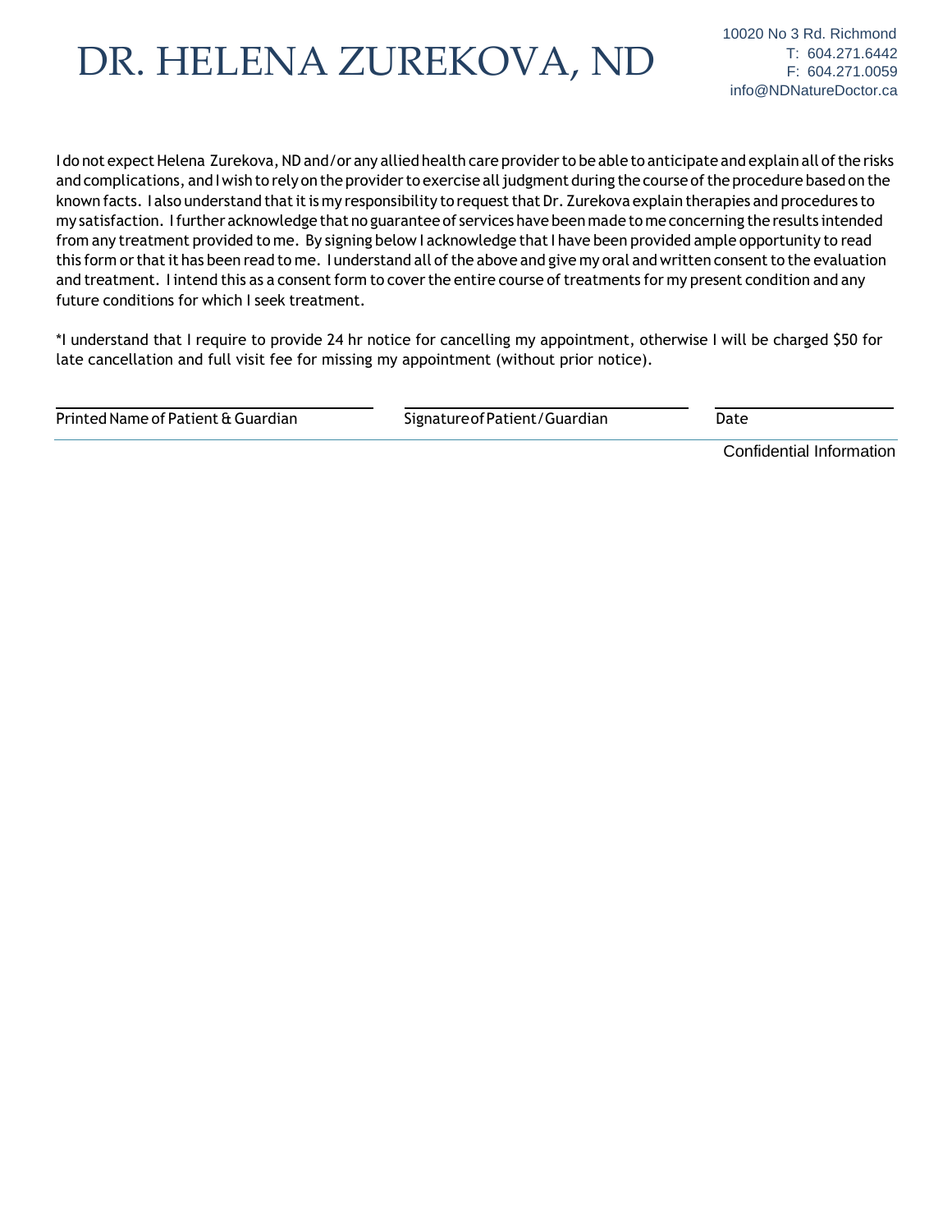I do not expect Helena Zurekova, ND and/or any allied health care provider to be able to anticipate and explain all of the risks and complications, and I wish to rely on the provider to exercise all judgment during the course of the procedure based on the known facts. I also understand that it is my responsibility to request that Dr. Zurekova explain therapies and procedures to my satisfaction. I further acknowledge that no guarantee of services have been made to me concerning the results intended from any treatment provided to me. By signing below I acknowledge that I have been provided ample opportunity to read this form or that it has been read to me. I understand all of the above and give my oral and written consent to the evaluation and treatment. I intend this as a consent form to cover the entire course of treatments for my present condition and any future conditions for which I seek treatment.

*I understand that I require to provide 24 hr notice for cancelling my appointment, otherwise I will be charged $50 for late cancellation and full visit fee for missing my appointment (without prior notice).

| | | |
|---|---|---|
| Printed Name of Patient & Guardian | Signature of Patient/Guardian | Date |